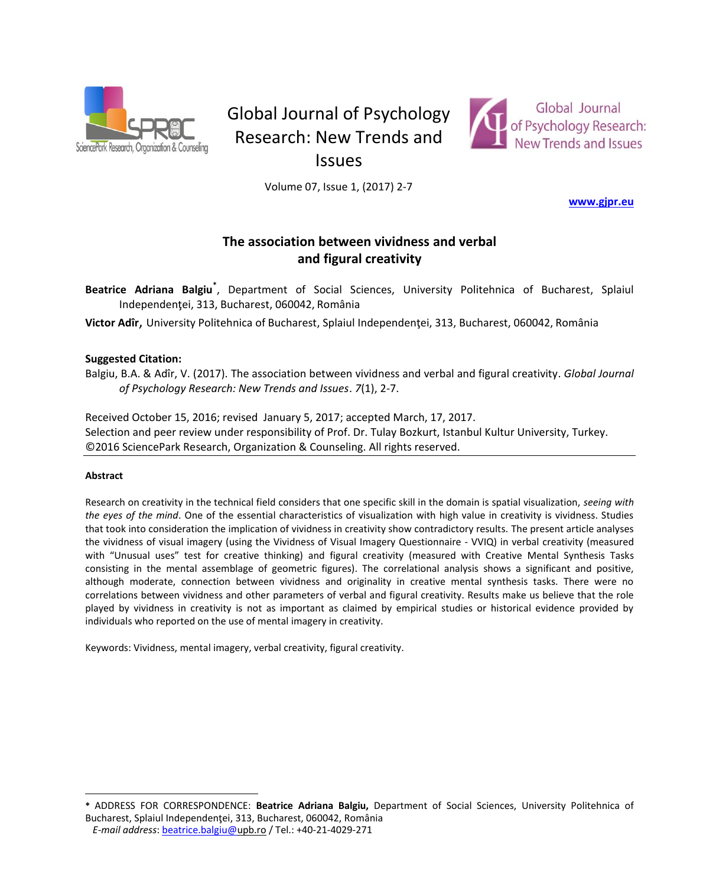# The association between vividness and verbal and figural creativity

**Beatrice Adriana Balgiu**[*], Department of Social Sciences, University Politehnica of Bucharest, Splaiul Independenţei, 313, Bucharest, 060042, România

**Victor Adîr,** University Politehnica of Bucharest, Splaiul Independenţei, 313, Bucharest, 060042, România

**Suggested Citation:**

Balgiu, B.A. & Adîr, V. (2017). The association between vividness and verbal and figural creativity. *Global Journal of Psychology Research: New Trends and Issues*. *7*(1), 2-7.

Received October 15, 2016; revised January 5, 2017; accepted March, 17, 2017.
Selection and peer review under responsibility of Prof. Dr. Tulay Bozkurt, Istanbul Kultur University, Turkey.
©2016 SciencePark Research, Organization & Counseling. All rights reserved.

**Abstract**

Research on creativity in the technical field considers that one specific skill in the domain is spatial visualization, *seeing with the eyes of the mind*. One of the essential characteristics of visualization with high value in creativity is vividness. Studies that took into consideration the implication of vividness in creativity show contradictory results. The present article analyses the vividness of visual imagery (using the Vividness of Visual Imagery Questionnaire - VVIQ) in verbal creativity (measured with "Unusual uses" test for creative thinking) and figural creativity (measured with Creative Mental Synthesis Tasks consisting in the mental assemblage of geometric figures). The correlational analysis shows a significant and positive, although moderate, connection between vividness and originality in creative mental synthesis tasks. There were no correlations between vividness and other parameters of verbal and figural creativity. Results make us believe that the role played by vividness in creativity is not as important as claimed by empirical studies or historical evidence provided by individuals who reported on the use of mental imagery in creativity.

Keywords: Vividness, mental imagery, verbal creativity, figural creativity.

---

[*] ADDRESS FOR CORRESPONDENCE: **Beatrice Adriana Balgiu,** Department of Social Sciences, University Politehnica of Bucharest, Splaiul Independenţei, 313, Bucharest, 060042, România
*E-mail address*: beatrice.balgiu@upb.ro / Tel.: +40-21-4029-271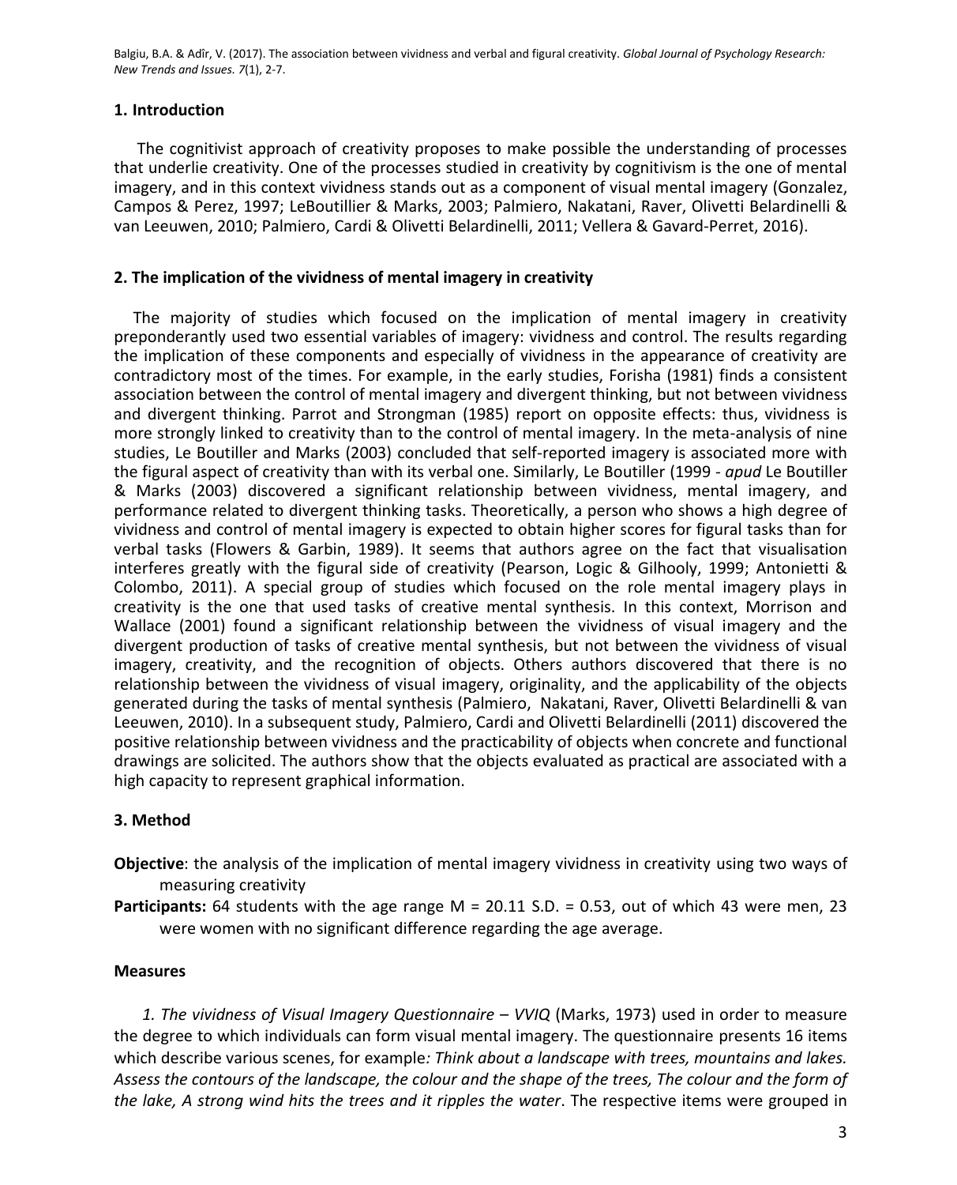## 1. Introduction

The cognitivist approach of creativity proposes to make possible the understanding of processes that underlie creativity. One of the processes studied in creativity by cognitivism is the one of mental imagery, and in this context vividness stands out as a component of visual mental imagery (Gonzalez, Campos & Perez, 1997; LeBoutillier & Marks, 2003; Palmiero, Nakatani, Raver, Olivetti Belardinelli & van Leeuwen, 2010; Palmiero, Cardi & Olivetti Belardinelli, 2011; Vellera & Gavard-Perret, 2016).

## 2. The implication of the vividness of mental imagery in creativity

The majority of studies which focused on the implication of mental imagery in creativity preponderantly used two essential variables of imagery: vividness and control. The results regarding the implication of these components and especially of vividness in the appearance of creativity are contradictory most of the times. For example, in the early studies, Forisha (1981) finds a consistent association between the control of mental imagery and divergent thinking, but not between vividness and divergent thinking. Parrot and Strongman (1985) report on opposite effects: thus, vividness is more strongly linked to creativity than to the control of mental imagery. In the meta-analysis of nine studies, Le Boutiller and Marks (2003) concluded that self-reported imagery is associated more with the figural aspect of creativity than with its verbal one. Similarly, Le Boutiller (1999 - *apud* Le Boutiller & Marks (2003) discovered a significant relationship between vividness, mental imagery, and performance related to divergent thinking tasks. Theoretically, a person who shows a high degree of vividness and control of mental imagery is expected to obtain higher scores for figural tasks than for verbal tasks (Flowers & Garbin, 1989). It seems that authors agree on the fact that visualisation interferes greatly with the figural side of creativity (Pearson, Logic & Gilhooly, 1999; Antonietti & Colombo, 2011). A special group of studies which focused on the role mental imagery plays in creativity is the one that used tasks of creative mental synthesis. In this context, Morrison and Wallace (2001) found a significant relationship between the vividness of visual imagery and the divergent production of tasks of creative mental synthesis, but not between the vividness of visual imagery, creativity, and the recognition of objects. Others authors discovered that there is no relationship between the vividness of visual imagery, originality, and the applicability of the objects generated during the tasks of mental synthesis (Palmiero, Nakatani, Raver, Olivetti Belardinelli & van Leeuwen, 2010). In a subsequent study, Palmiero, Cardi and Olivetti Belardinelli (2011) discovered the positive relationship between vividness and the practicability of objects when concrete and functional drawings are solicited. The authors show that the objects evaluated as practical are associated with a high capacity to represent graphical information.

## 3. Method

**Objective**: the analysis of the implication of mental imagery vividness in creativity using two ways of measuring creativity

**Participants:** 64 students with the age range M = 20.11 S.D. = 0.53, out of which 43 were men, 23 were women with no significant difference regarding the age average.

### Measures

*1. The vividness of Visual Imagery Questionnaire – VVIQ* (Marks, 1973) used in order to measure the degree to which individuals can form visual mental imagery. The questionnaire presents 16 items which describe various scenes, for example*: Think about a landscape with trees, mountains and lakes. Assess the contours of the landscape, the colour and the shape of the trees, The colour and the form of the lake, A strong wind hits the trees and it ripples the water*. The respective items were grouped in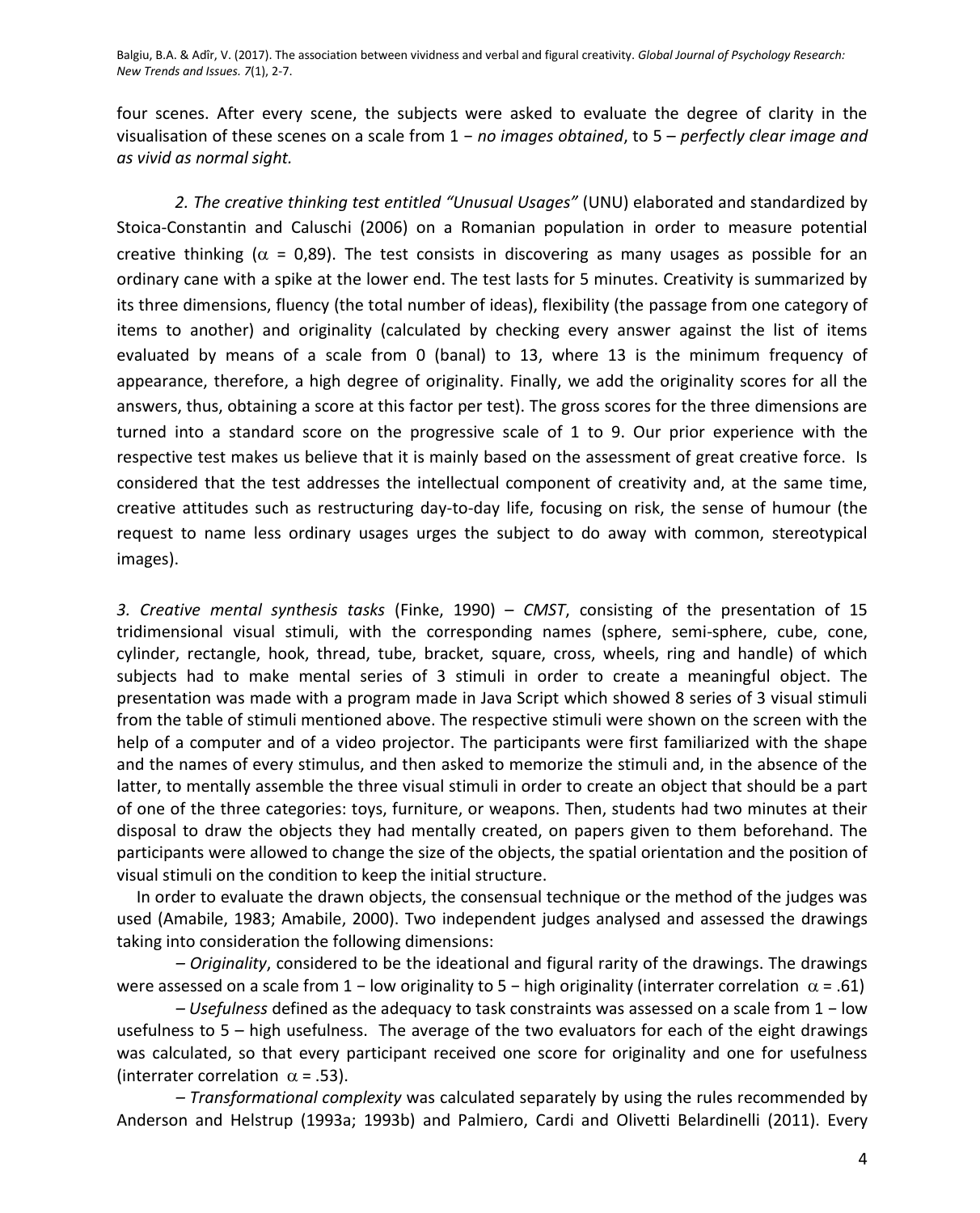four scenes. After every scene, the subjects were asked to evaluate the degree of clarity in the visualisation of these scenes on a scale from 1 − *no images obtained*, to 5 – *perfectly clear image and as vivid as normal sight.*

*2. The creative thinking test entitled "Unusual Usages"* (UNU) elaborated and standardized by Stoica-Constantin and Caluschi (2006) on a Romanian population in order to measure potential creative thinking ($\alpha$ = 0,89). The test consists in discovering as many usages as possible for an ordinary cane with a spike at the lower end. The test lasts for 5 minutes. Creativity is summarized by its three dimensions, fluency (the total number of ideas), flexibility (the passage from one category of items to another) and originality (calculated by checking every answer against the list of items evaluated by means of a scale from 0 (banal) to 13, where 13 is the minimum frequency of appearance, therefore, a high degree of originality. Finally, we add the originality scores for all the answers, thus, obtaining a score at this factor per test). The gross scores for the three dimensions are turned into a standard score on the progressive scale of 1 to 9. Our prior experience with the respective test makes us believe that it is mainly based on the assessment of great creative force. Is considered that the test addresses the intellectual component of creativity and, at the same time, creative attitudes such as restructuring day-to-day life, focusing on risk, the sense of humour (the request to name less ordinary usages urges the subject to do away with common, stereotypical images).

*3. Creative mental synthesis tasks* (Finke, 1990) – *CMST*, consisting of the presentation of 15 tridimensional visual stimuli, with the corresponding names (sphere, semi-sphere, cube, cone, cylinder, rectangle, hook, thread, tube, bracket, square, cross, wheels, ring and handle) of which subjects had to make mental series of 3 stimuli in order to create a meaningful object. The presentation was made with a program made in Java Script which showed 8 series of 3 visual stimuli from the table of stimuli mentioned above. The respective stimuli were shown on the screen with the help of a computer and of a video projector. The participants were first familiarized with the shape and the names of every stimulus, and then asked to memorize the stimuli and, in the absence of the latter, to mentally assemble the three visual stimuli in order to create an object that should be a part of one of the three categories: toys, furniture, or weapons. Then, students had two minutes at their disposal to draw the objects they had mentally created, on papers given to them beforehand. The participants were allowed to change the size of the objects, the spatial orientation and the position of visual stimuli on the condition to keep the initial structure.

In order to evaluate the drawn objects, the consensual technique or the method of the judges was used (Amabile, 1983; Amabile, 2000). Two independent judges analysed and assessed the drawings taking into consideration the following dimensions:

– *Originality*, considered to be the ideational and figural rarity of the drawings. The drawings were assessed on a scale from 1 − low originality to 5 − high originality (interrater correlation $\alpha$ = .61)

– *Usefulness* defined as the adequacy to task constraints was assessed on a scale from 1 − low usefulness to 5 – high usefulness. The average of the two evaluators for each of the eight drawings was calculated, so that every participant received one score for originality and one for usefulness (interrater correlation $\alpha$ = .53).

– *Transformational complexity* was calculated separately by using the rules recommended by Anderson and Helstrup (1993a; 1993b) and Palmiero, Cardi and Olivetti Belardinelli (2011). Every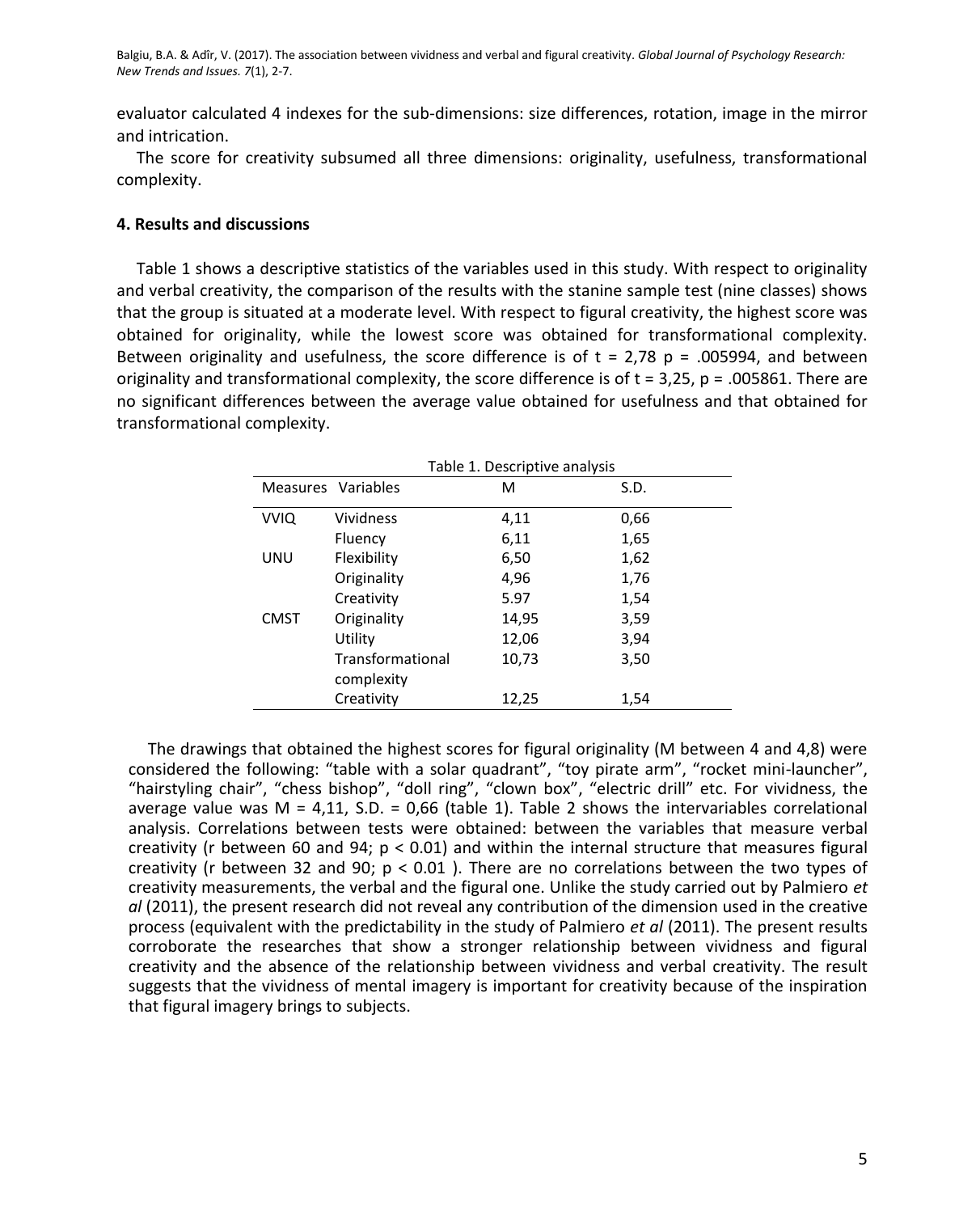evaluator calculated 4 indexes for the sub-dimensions: size differences, rotation, image in the mirror and intrication.

The score for creativity subsumed all three dimensions: originality, usefulness, transformational complexity.

## 4. Results and discussions

Table 1 shows a descriptive statistics of the variables used in this study. With respect to originality and verbal creativity, the comparison of the results with the stanine sample test (nine classes) shows that the group is situated at a moderate level. With respect to figural creativity, the highest score was obtained for originality, while the lowest score was obtained for transformational complexity. Between originality and usefulness, the score difference is of $t = 2,78$ $p = .005994$, and between originality and transformational complexity, the score difference is of $t = 3,25$, $p = .005861$. There are no significant differences between the average value obtained for usefulness and that obtained for transformational complexity.

Table 1. Descriptive analysis

| Measures | Variables | M | S.D. |
|---|---|---|---|
| VVIQ | Vividness | 4,11 | 0,66 |
| | Fluency | 6,11 | 1,65 |
| UNU | Flexibility | 6,50 | 1,62 |
| | Originality | 4,96 | 1,76 |
| | Creativity | 5.97 | 1,54 |
| CMST | Originality | 14,95 | 3,59 |
| | Utility | 12,06 | 3,94 |
| | Transformational complexity | 10,73 | 3,50 |
| | Creativity | 12,25 | 1,54 |

The drawings that obtained the highest scores for figural originality (M between 4 and 4,8) were considered the following: "table with a solar quadrant", "toy pirate arm", "rocket mini-launcher", "hairstyling chair", "chess bishop", "doll ring", "clown box", "electric drill" etc. For vividness, the average value was M = 4,11, S.D. = 0,66 (table 1). Table 2 shows the intervariables correlational analysis. Correlations between tests were obtained: between the variables that measure verbal creativity (r between 60 and 94; $p < 0.01$) and within the internal structure that measures figural creativity (r between 32 and 90; $p < 0.01$ ). There are no correlations between the two types of creativity measurements, the verbal and the figural one. Unlike the study carried out by Palmiero *et al* (2011), the present research did not reveal any contribution of the dimension used in the creative process (equivalent with the predictability in the study of Palmiero *et al* (2011). The present results corroborate the researches that show a stronger relationship between vividness and figural creativity and the absence of the relationship between vividness and verbal creativity. The result suggests that the vividness of mental imagery is important for creativity because of the inspiration that figural imagery brings to subjects.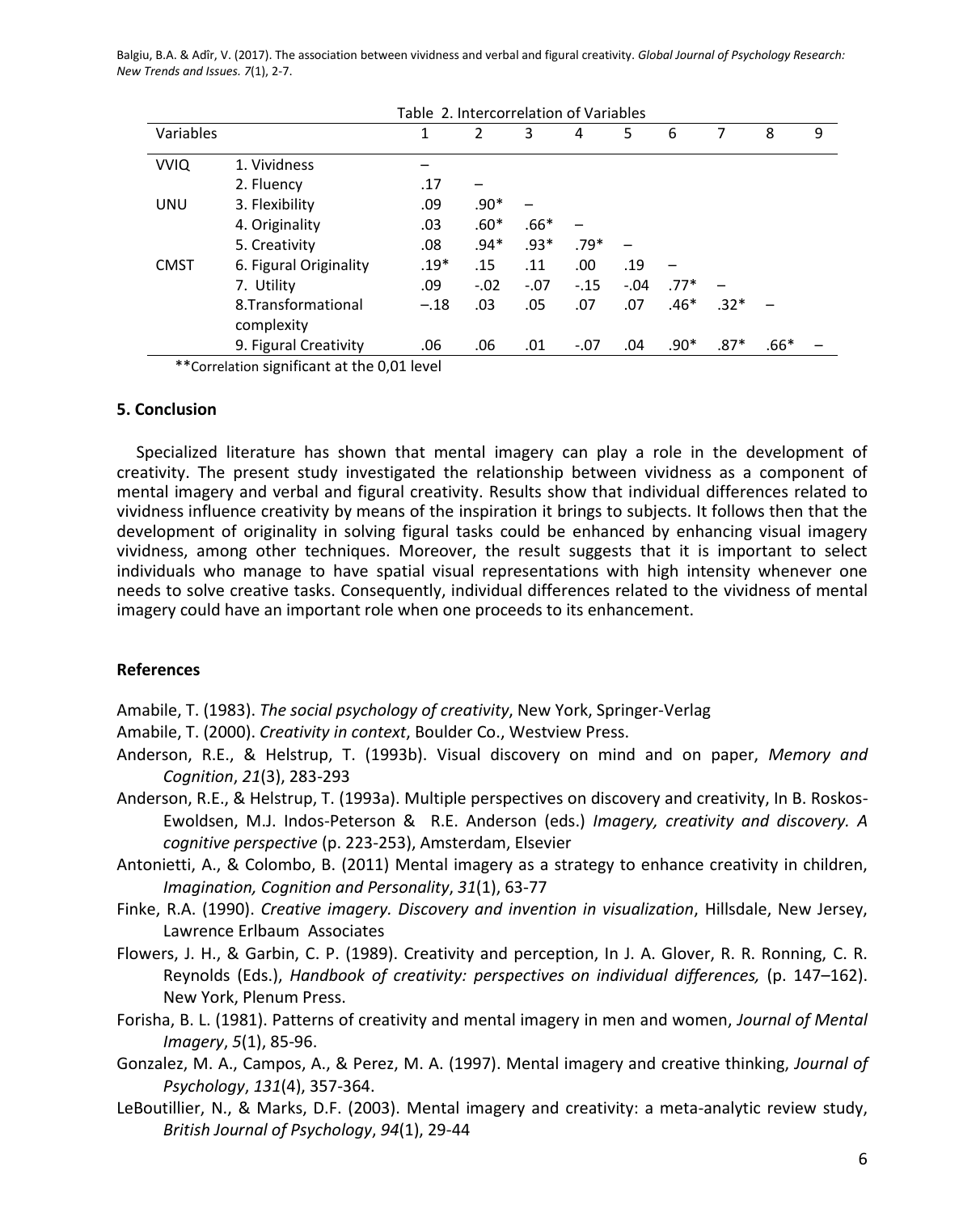Table 2. Intercorrelation of Variables

| Variables | | 1 | 2 | 3 | 4 | 5 | 6 | 7 | 8 | 9 |
|---|---|---|---|---|---|---|---|---|---|---|
| VVIQ | 1. Vividness | – | | | | | | | | |
| | 2. Fluency | .17 | – | | | | | | | |
| UNU | 3. Flexibility | .09 | .90* | – | | | | | | |
| | 4. Originality | .03 | .60* | .66* | – | | | | | |
| | 5. Creativity | .08 | .94* | .93* | .79* | – | | | | |
| CMST | 6. Figural Originality | .19* | .15 | .11 | .00 | .19 | – | | | |
| | 7. Utility | .09 | -.02 | -.07 | -.15 | -.04 | .77* | – | | |
| | 8.Transformational complexity | –.18 | .03 | .05 | .07 | .07 | .46* | .32* | – | |
| | 9. Figural Creativity | .06 | .06 | .01 | -.07 | .04 | .90* | .87* | .66* | – |

**Correlation significant at the 0,01 level

## 5. Conclusion

Specialized literature has shown that mental imagery can play a role in the development of creativity. The present study investigated the relationship between vividness as a component of mental imagery and verbal and figural creativity. Results show that individual differences related to vividness influence creativity by means of the inspiration it brings to subjects. It follows then that the development of originality in solving figural tasks could be enhanced by enhancing visual imagery vividness, among other techniques. Moreover, the result suggests that it is important to select individuals who manage to have spatial visual representations with high intensity whenever one needs to solve creative tasks. Consequently, individual differences related to the vividness of mental imagery could have an important role when one proceeds to its enhancement.

## References

Amabile, T. (1983). *The social psychology of creativity*, New York, Springer-Verlag

Amabile, T. (2000). *Creativity in context*, Boulder Co., Westview Press.

Anderson, R.E., & Helstrup, T. (1993b). Visual discovery on mind and on paper, *Memory and Cognition*, *21*(3), 283-293

Anderson, R.E., & Helstrup, T. (1993a). Multiple perspectives on discovery and creativity, In B. Roskos-Ewoldsen, M.J. Indos-Peterson & R.E. Anderson (eds.) *Imagery, creativity and discovery. A cognitive perspective* (p. 223-253), Amsterdam, Elsevier

Antonietti, A., & Colombo, B. (2011) Mental imagery as a strategy to enhance creativity in children, *Imagination, Cognition and Personality*, *31*(1), 63-77

Finke, R.A. (1990). *Creative imagery. Discovery and invention in visualization*, Hillsdale, New Jersey, Lawrence Erlbaum Associates

Flowers, J. H., & Garbin, C. P. (1989). Creativity and perception, In J. A. Glover, R. R. Ronning, C. R. Reynolds (Eds.), *Handbook of creativity: perspectives on individual differences,* (p. 147–162). New York, Plenum Press.

Forisha, B. L. (1981). Patterns of creativity and mental imagery in men and women, *Journal of Mental Imagery*, *5*(1), 85-96.

Gonzalez, M. A., Campos, A., & Perez, M. A. (1997). Mental imagery and creative thinking, *Journal of Psychology*, *131*(4), 357-364.

LeBoutillier, N., & Marks, D.F. (2003). Mental imagery and creativity: a meta-analytic review study, *British Journal of Psychology*, *94*(1), 29-44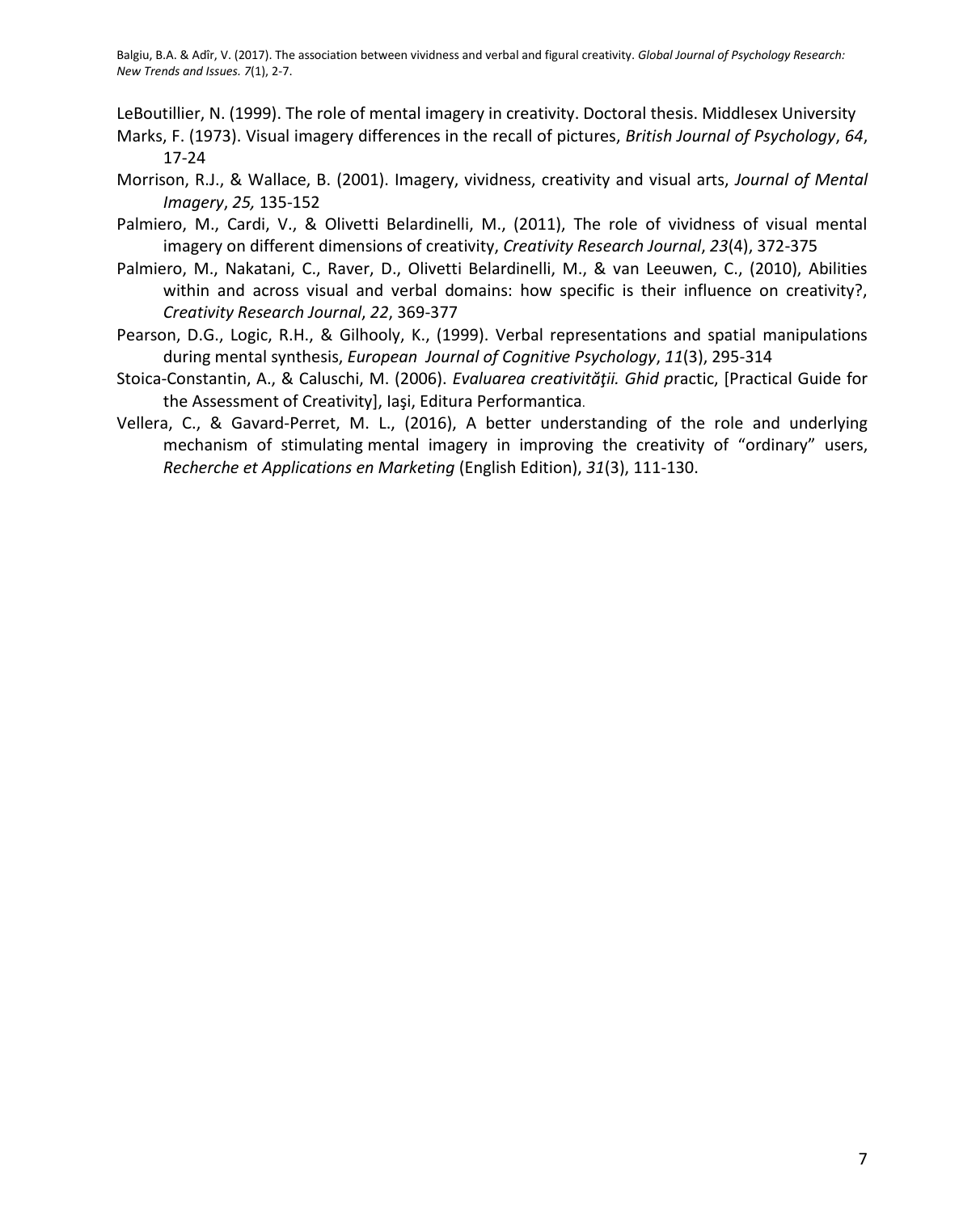LeBoutillier, N. (1999). The role of mental imagery in creativity. Doctoral thesis. Middlesex University

Marks, F. (1973). Visual imagery differences in the recall of pictures, *British Journal of Psychology*, *64*, 17-24

Morrison, R.J., & Wallace, B. (2001). Imagery, vividness, creativity and visual arts, *Journal of Mental Imagery*, *25,* 135-152

Palmiero, M., Cardi, V., & Olivetti Belardinelli, M., (2011), The role of vividness of visual mental imagery on different dimensions of creativity, *Creativity Research Journal*, *23*(4), 372-375

Palmiero, M., Nakatani, C., Raver, D., Olivetti Belardinelli, M., & van Leeuwen, C., (2010), Abilities within and across visual and verbal domains: how specific is their influence on creativity?, *Creativity Research Journal*, *22*, 369-377

Pearson, D.G., Logic, R.H., & Gilhooly, K., (1999). Verbal representations and spatial manipulations during mental synthesis, *European Journal of Cognitive Psychology*, *11*(3), 295-314

Stoica-Constantin, A., & Caluschi, M. (2006). *Evaluarea creativităţii. Ghid p*ractic, [Practical Guide for the Assessment of Creativity], Iaşi, Editura Performantica.

Vellera, C., & Gavard-Perret, M. L., (2016), A better understanding of the role and underlying mechanism of stimulating mental imagery in improving the creativity of "ordinary" users, *Recherche et Applications en Marketing* (English Edition), *31*(3), 111-130.